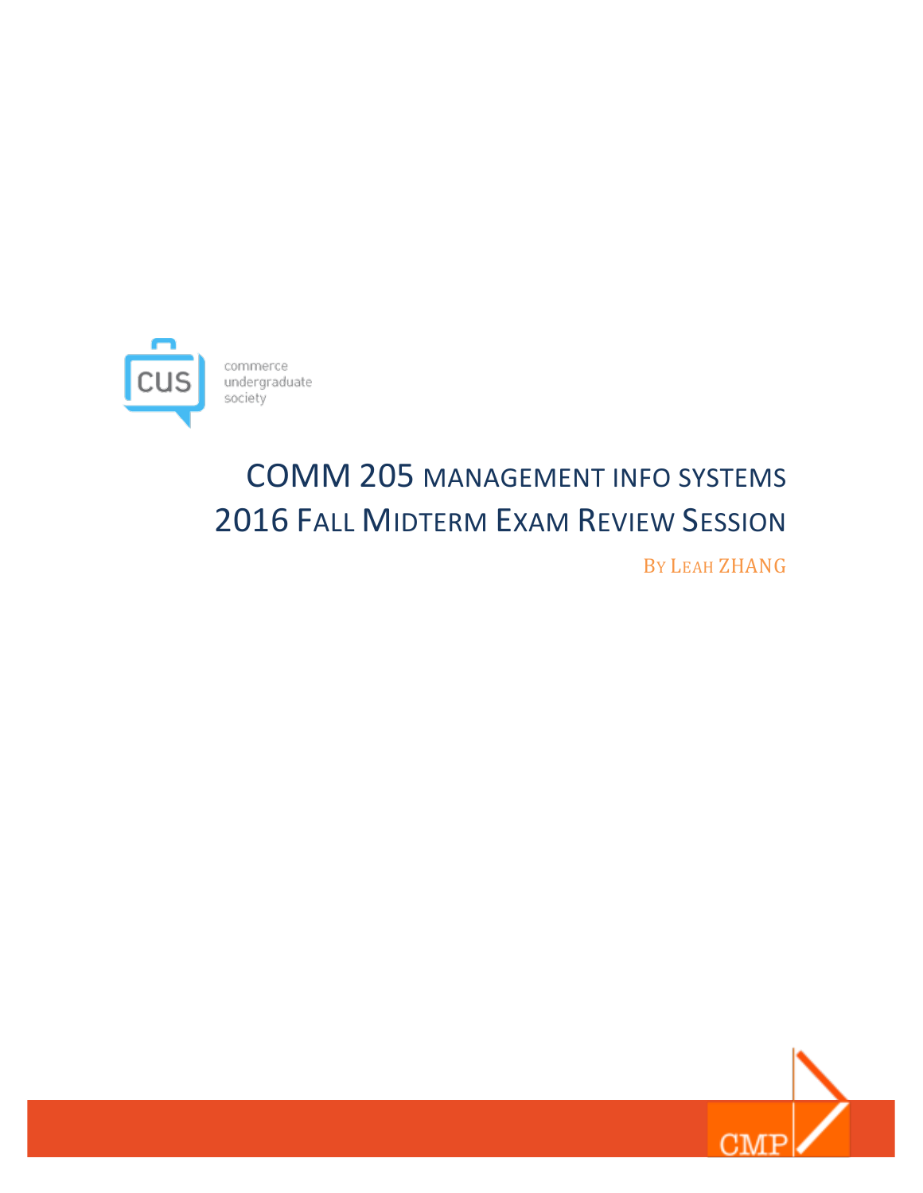commerce
undergraduate
society

# COMM 205 MANAGEMENT INFO SYSTEMS
# 2016 FALL MIDTERM EXAM REVIEW SESSION

BY LEAH ZHANG

CMP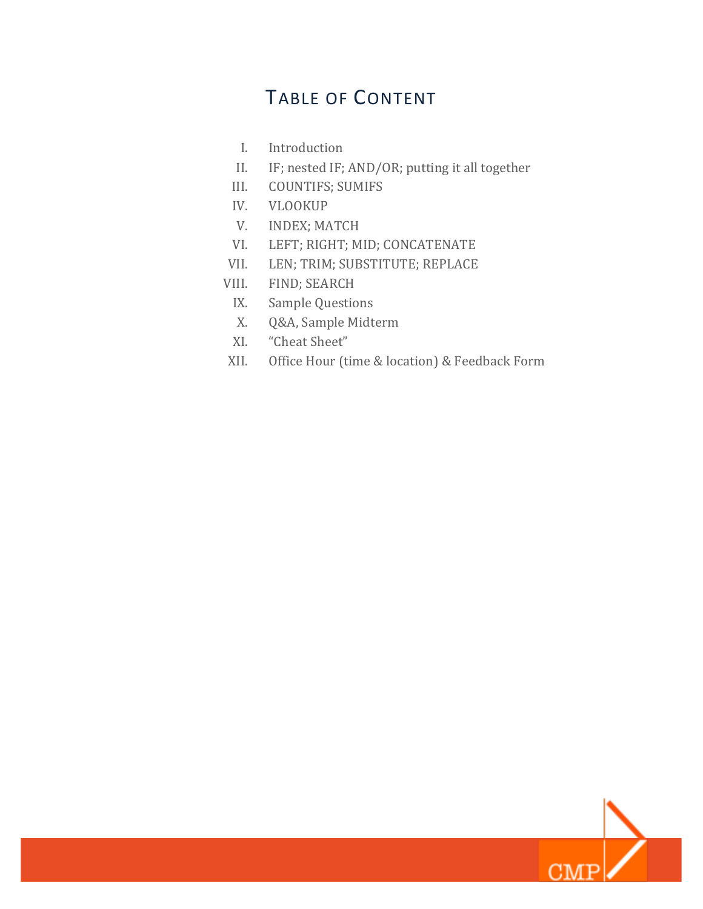# Table of Content

I. Introduction
II. IF; nested IF; AND/OR; putting it all together
III. COUNTIFS; SUMIFS
IV. VLOOKUP
V. INDEX; MATCH
VI. LEFT; RIGHT; MID; CONCATENATE
VII. LEN; TRIM; SUBSTITUTE; REPLACE
VIII. FIND; SEARCH
IX. Sample Questions
X. Q&A, Sample Midterm
XI. "Cheat Sheet"
XII. Office Hour (time & location) & Feedback Form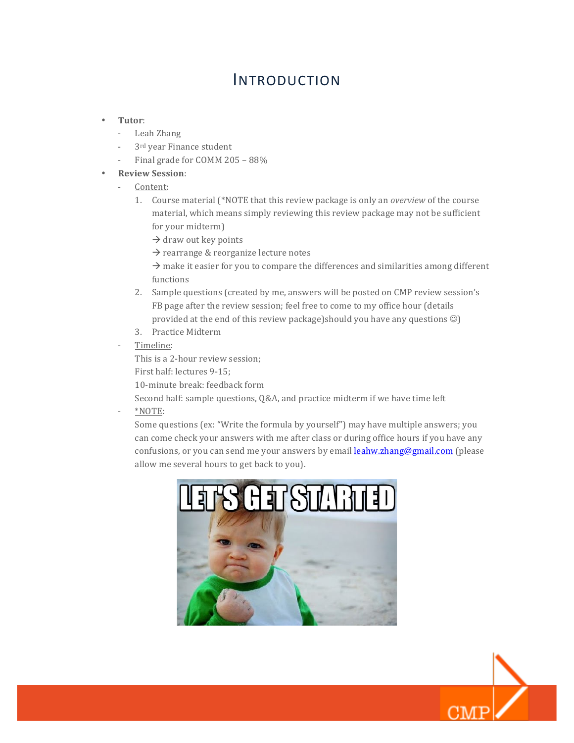# INTRODUCTION

- **Tutor**:
  - Leah Zhang
  - 3rd year Finance student
  - Final grade for COMM 205 – 88%
- **Review Session**:
  - Content:
    1. Course material (*NOTE that this review package is only an *overview* of the course material, which means simply reviewing this review package may not be sufficient for your midterm)
       → draw out key points
       → rearrange & reorganize lecture notes
       → make it easier for you to compare the differences and similarities among different functions
    2. Sample questions (created by me, answers will be posted on CMP review session's FB page after the review session; feel free to come to my office hour (details provided at the end of this review package)should you have any questions ☺)
    3. Practice Midterm
  - Timeline:
    This is a 2-hour review session;
    First half: lectures 9-15;
    10-minute break: feedback form
    Second half: sample questions, Q&A, and practice midterm if we have time left
  - *NOTE:
    Some questions (ex: "Write the formula by yourself") may have multiple answers; you can come check your answers with me after class or during office hours if you have any confusions, or you can send me your answers by email leahw.zhang@gmail.com (please allow me several hours to get back to you).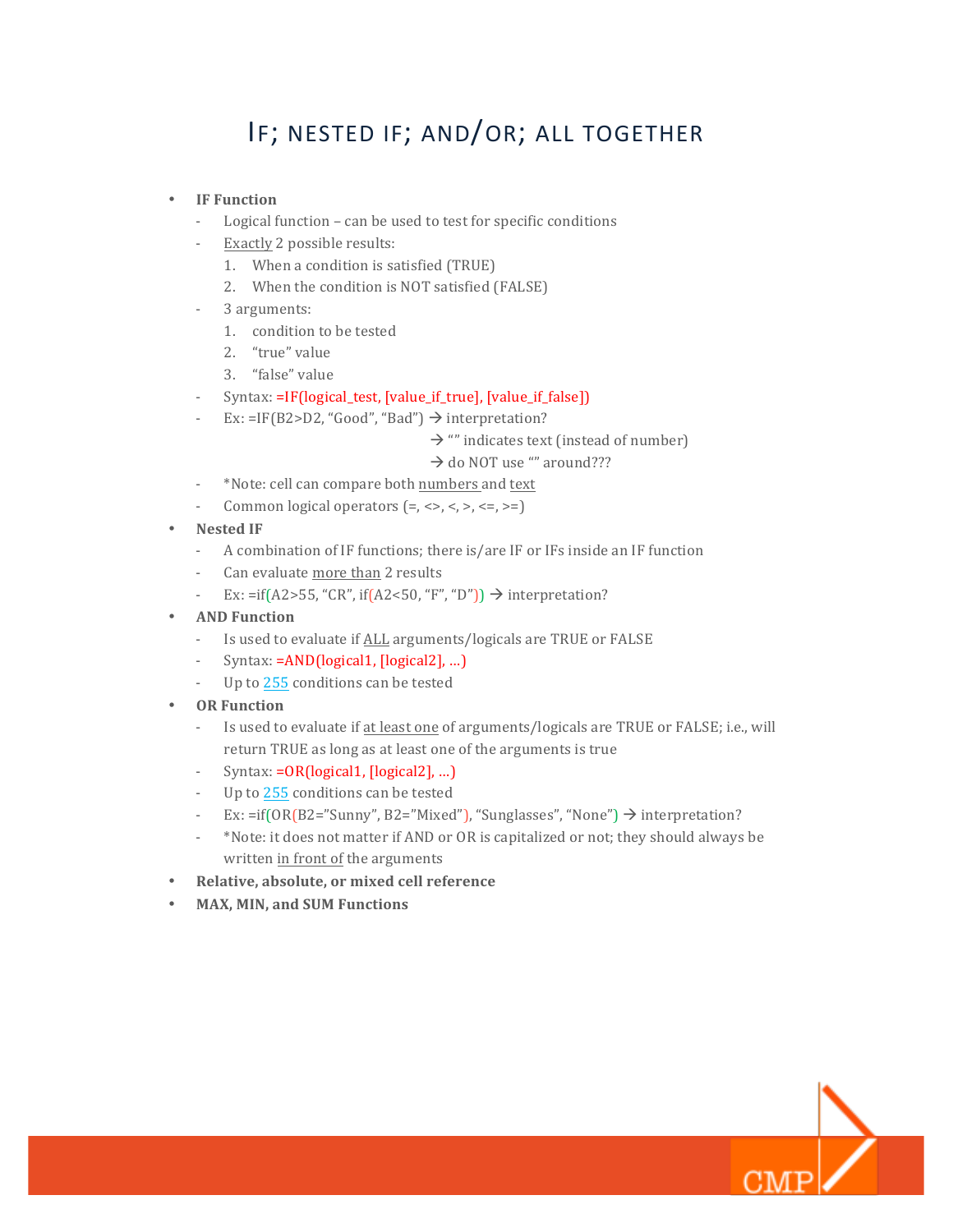# IF; NESTED IF; AND/OR; ALL TOGETHER

- **IF Function**
  - Logical function – can be used to test for specific conditions
  - Exactly 2 possible results:
    1. When a condition is satisfied (TRUE)
    2. When the condition is NOT satisfied (FALSE)
  - 3 arguments:
    1. condition to be tested
    2. "true" value
    3. "false" value
  - Syntax: =IF(logical_test, [value_if_true], [value_if_false])
  - Ex: =IF(B2>D2, "Good", "Bad") → interpretation?
    → "" indicates text (instead of number)
    → do NOT use "" around???
  - *Note: cell can compare both numbers and text
  - Common logical operators (=, <>, <, >, <=, >=)
- **Nested IF**
  - A combination of IF functions; there is/are IF or IFs inside an IF function
  - Can evaluate more than 2 results
  - Ex: =if(A2>55, "CR", if(A2<50, "F", "D")) → interpretation?
- **AND Function**
  - Is used to evaluate if ALL arguments/logicals are TRUE or FALSE
  - Syntax: =AND(logical1, [logical2], …)
  - Up to 255 conditions can be tested
- **OR Function**
  - Is used to evaluate if at least one of arguments/logicals are TRUE or FALSE; i.e., will return TRUE as long as at least one of the arguments is true
  - Syntax: =OR(logical1, [logical2], …)
  - Up to 255 conditions can be tested
  - Ex: =if(OR(B2="Sunny", B2="Mixed"), "Sunglasses", "None") → interpretation?
  - *Note: it does not matter if AND or OR is capitalized or not; they should always be written in front of the arguments
- **Relative, absolute, or mixed cell reference**
- **MAX, MIN, and SUM Functions**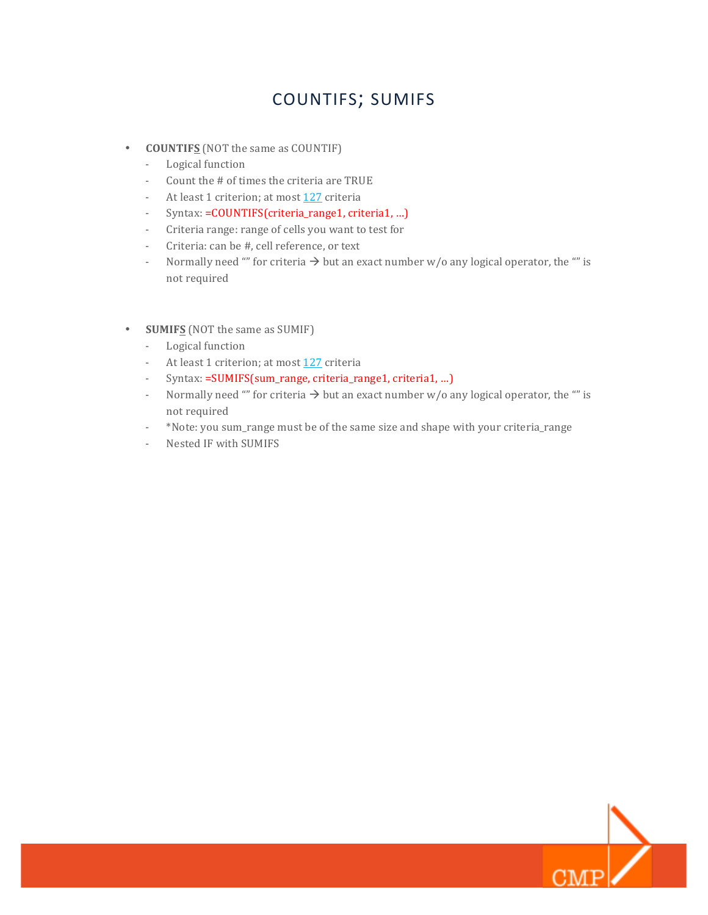# COUNTIFS; SUMIFS

- **COUNTIF<u>S</u>** (NOT the same as COUNTIF)
  - Logical function
  - Count the # of times the criteria are TRUE
  - At least 1 criterion; at most [127](#) criteria
  - Syntax: =COUNTIFS(criteria_range1, criteria1, ...)
  - Criteria range: range of cells you want to test for
  - Criteria: can be #, cell reference, or text
  - Normally need "" for criteria → but an exact number w/o any logical operator, the "" is not required

- **SUMIF<u>S</u>** (NOT the same as SUMIF)
  - Logical function
  - At least 1 criterion; at most [127](#) criteria
  - Syntax: =SUMIFS(sum_range, criteria_range1, criteria1, ...)
  - Normally need "" for criteria → but an exact number w/o any logical operator, the "" is not required
  - *Note: you sum_range must be of the same size and shape with your criteria_range
  - Nested IF with SUMIFS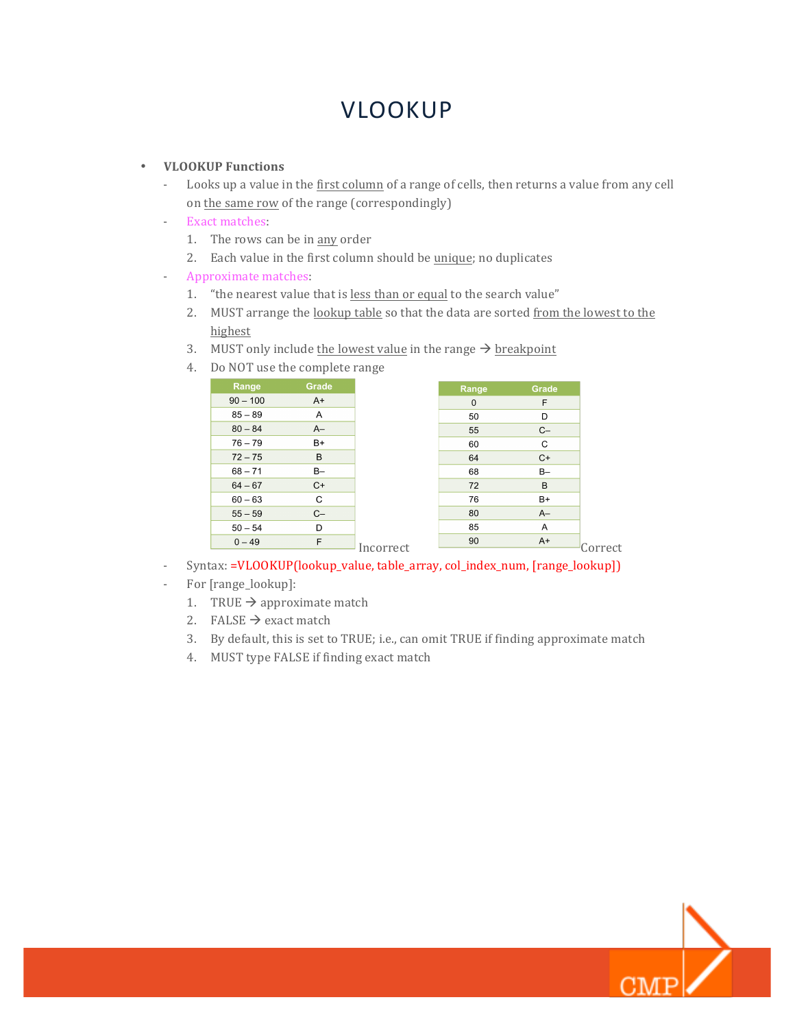# VLOOKUP

- **VLOOKUP Functions**
  - Looks up a value in the first column of a range of cells, then returns a value from any cell on the same row of the range (correspondingly)
  - Exact matches:
    1. The rows can be in any order
    2. Each value in the first column should be unique; no duplicates
  - Approximate matches:
    1. "the nearest value that is less than or equal to the search value"
    2. MUST arrange the lookup table so that the data are sorted from the lowest to the highest
    3. MUST only include the lowest value in the range → breakpoint
    4. Do NOT use the complete range

| Range | Grade |
|---|---|
| 90 – 100 | A+ |
| 85 – 89 | A |
| 80 – 84 | A– |
| 76 – 79 | B+ |
| 72 – 75 | B |
| 68 – 71 | B– |
| 64 – 67 | C+ |
| 60 – 63 | C |
| 55 – 59 | C– |
| 50 – 54 | D |
| 0 – 49 | F |

Incorrect

| Range | Grade |
|---|---|
| 0 | F |
| 50 | D |
| 55 | C– |
| 60 | C |
| 64 | C+ |
| 68 | B– |
| 72 | B |
| 76 | B+ |
| 80 | A– |
| 85 | A |
| 90 | A+ |

Correct

  - Syntax: =VLOOKUP(lookup_value, table_array, col_index_num, [range_lookup])
  - For [range_lookup]:
    1. TRUE → approximate match
    2. FALSE → exact match
    3. By default, this is set to TRUE; i.e., can omit TRUE if finding approximate match
    4. MUST type FALSE if finding exact match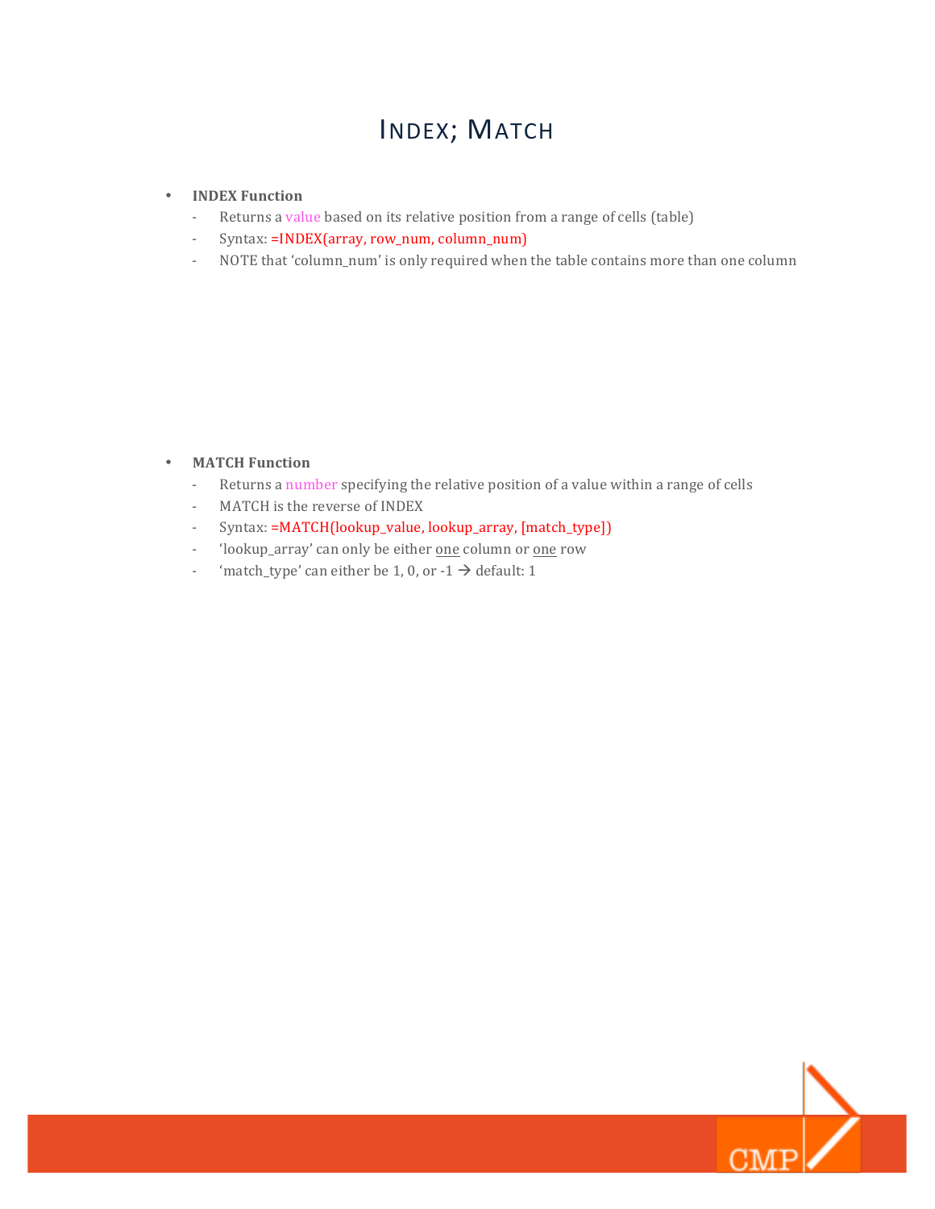# INDEX; MATCH

- **INDEX Function**
  - Returns a value based on its relative position from a range of cells (table)
  - Syntax: =INDEX(array, row_num, column_num)
  - NOTE that 'column_num' is only required when the table contains more than one column

- **MATCH Function**
  - Returns a number specifying the relative position of a value within a range of cells
  - MATCH is the reverse of INDEX
  - Syntax: =MATCH(lookup_value, lookup_array, [match_type])
  - 'lookup_array' can only be either one column or one row
  - 'match_type' can either be 1, 0, or -1 → default: 1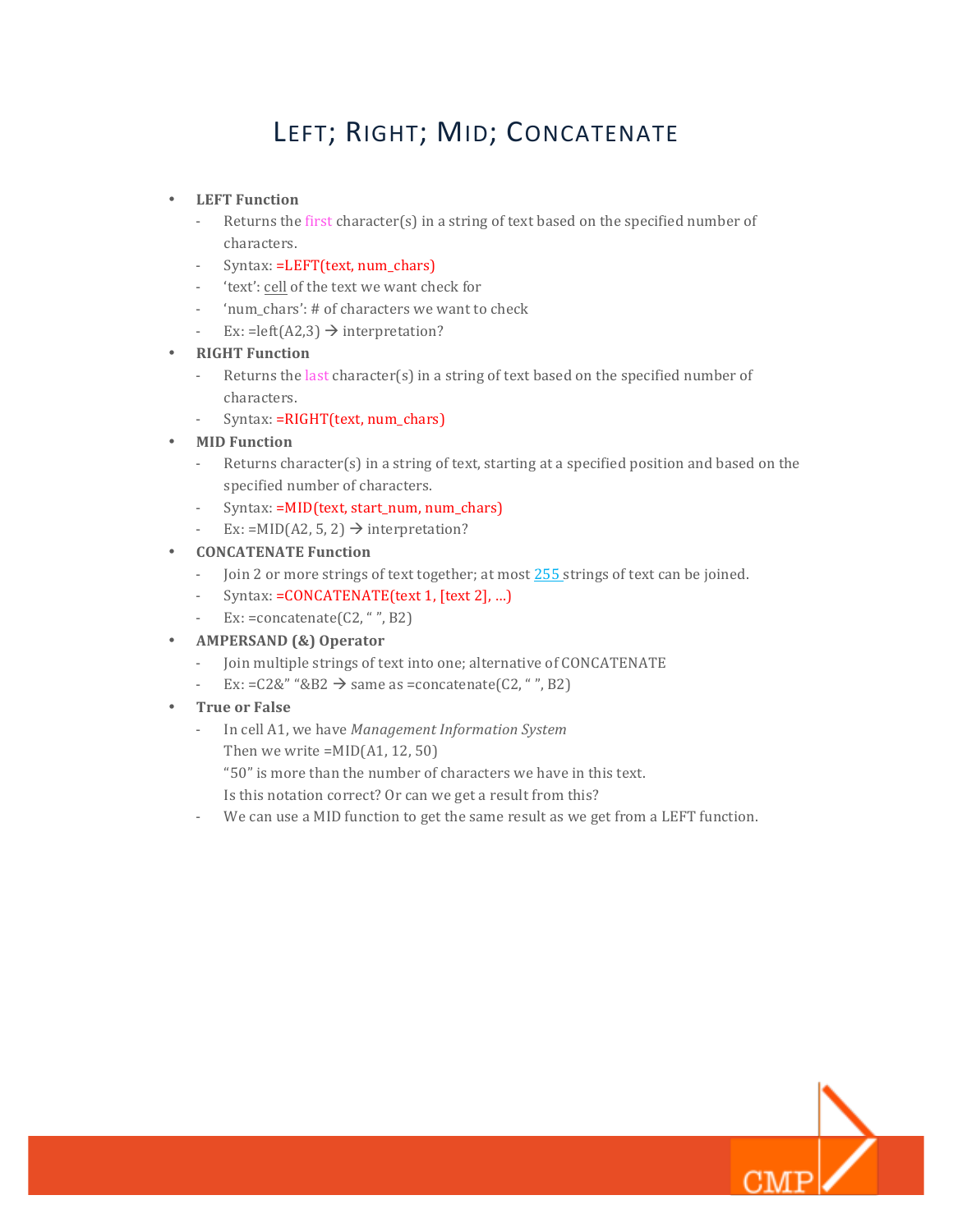# LEFT; RIGHT; MID; CONCATENATE

- **LEFT Function**
  - Returns the first character(s) in a string of text based on the specified number of characters.
  - Syntax: =LEFT(text, num_chars)
  - 'text': cell of the text we want check for
  - 'num_chars': # of characters we want to check
  - Ex: =left(A2,3) → interpretation?
- **RIGHT Function**
  - Returns the last character(s) in a string of text based on the specified number of characters.
  - Syntax: =RIGHT(text, num_chars)
- **MID Function**
  - Returns character(s) in a string of text, starting at a specified position and based on the specified number of characters.
  - Syntax: =MID(text, start_num, num_chars)
  - Ex: =MID(A2, 5, 2) → interpretation?
- **CONCATENATE Function**
  - Join 2 or more strings of text together; at most 255 strings of text can be joined.
  - Syntax: =CONCATENATE(text 1, [text 2], …)
  - Ex: =concatenate(C2, " ", B2)
- **AMPERSAND (&) Operator**
  - Join multiple strings of text into one; alternative of CONCATENATE
  - Ex: =C2&" "&B2 → same as =concatenate(C2, " ", B2)
- **True or False**
  - In cell A1, we have *Management Information System*
    Then we write =MID(A1, 12, 50)
    "50" is more than the number of characters we have in this text.
    Is this notation correct? Or can we get a result from this?
  - We can use a MID function to get the same result as we get from a LEFT function.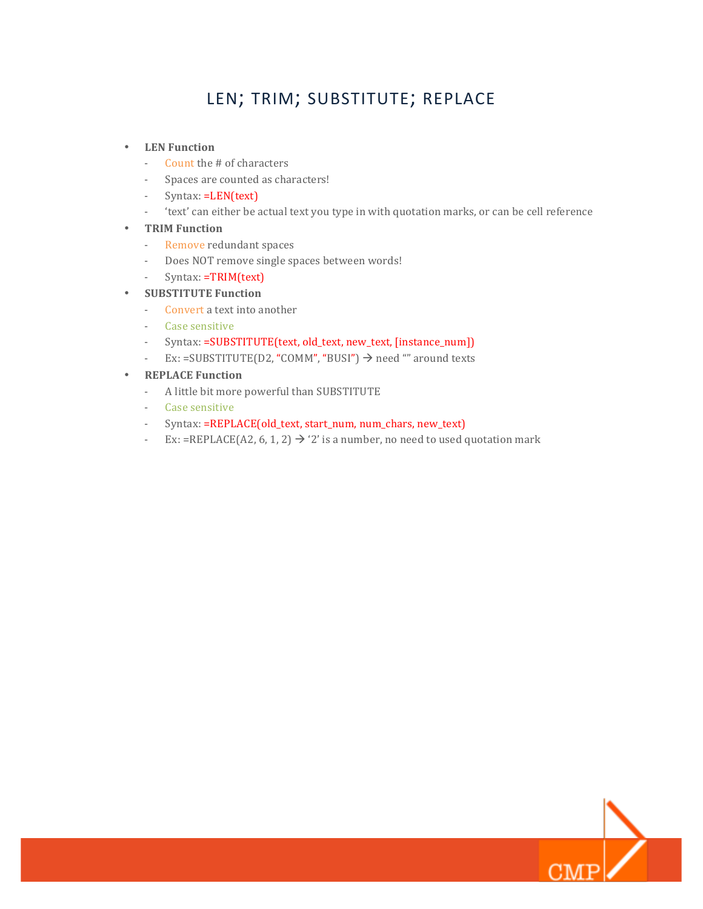# LEN; TRIM; SUBSTITUTE; REPLACE

- **LEN Function**
  - Count the # of characters
  - Spaces are counted as characters!
  - Syntax: =LEN(text)
  - 'text' can either be actual text you type in with quotation marks, or can be cell reference
- **TRIM Function**
  - Remove redundant spaces
  - Does NOT remove single spaces between words!
  - Syntax: =TRIM(text)
- **SUBSTITUTE Function**
  - Convert a text into another
  - Case sensitive
  - Syntax: =SUBSTITUTE(text, old_text, new_text, [instance_num])
  - Ex: =SUBSTITUTE(D2, "COMM", "BUSI") → need "" around texts
- **REPLACE Function**
  - A little bit more powerful than SUBSTITUTE
  - Case sensitive
  - Syntax: =REPLACE(old_text, start_num, num_chars, new_text)
  - Ex: =REPLACE(A2, 6, 1, 2) → '2' is a number, no need to used quotation mark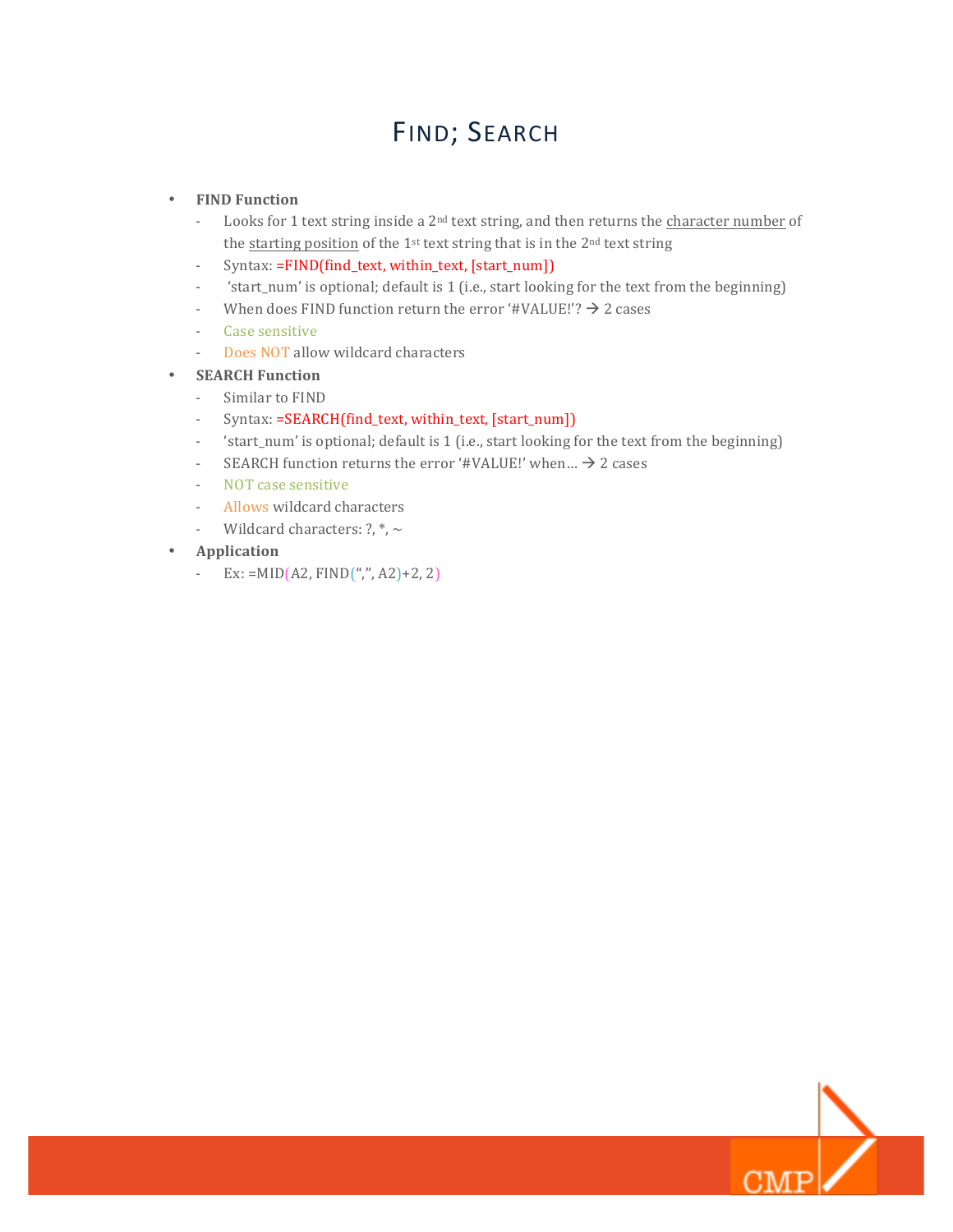# FIND; SEARCH

- **FIND Function**
  - Looks for 1 text string inside a 2nd text string, and then returns the character number of the starting position of the 1st text string that is in the 2nd text string
  - Syntax: =FIND(find_text, within_text, [start_num])
  - 'start_num' is optional; default is 1 (i.e., start looking for the text from the beginning)
  - When does FIND function return the error '#VALUE!'? → 2 cases
  - Case sensitive
  - Does NOT allow wildcard characters
- **SEARCH Function**
  - Similar to FIND
  - Syntax: =SEARCH(find_text, within_text, [start_num])
  - 'start_num' is optional; default is 1 (i.e., start looking for the text from the beginning)
  - SEARCH function returns the error '#VALUE!' when… → 2 cases
  - NOT case sensitive
  - Allows wildcard characters
  - Wildcard characters: ?, *, ~
- **Application**
  - Ex: =MID(A2, FIND(",", A2)+2, 2)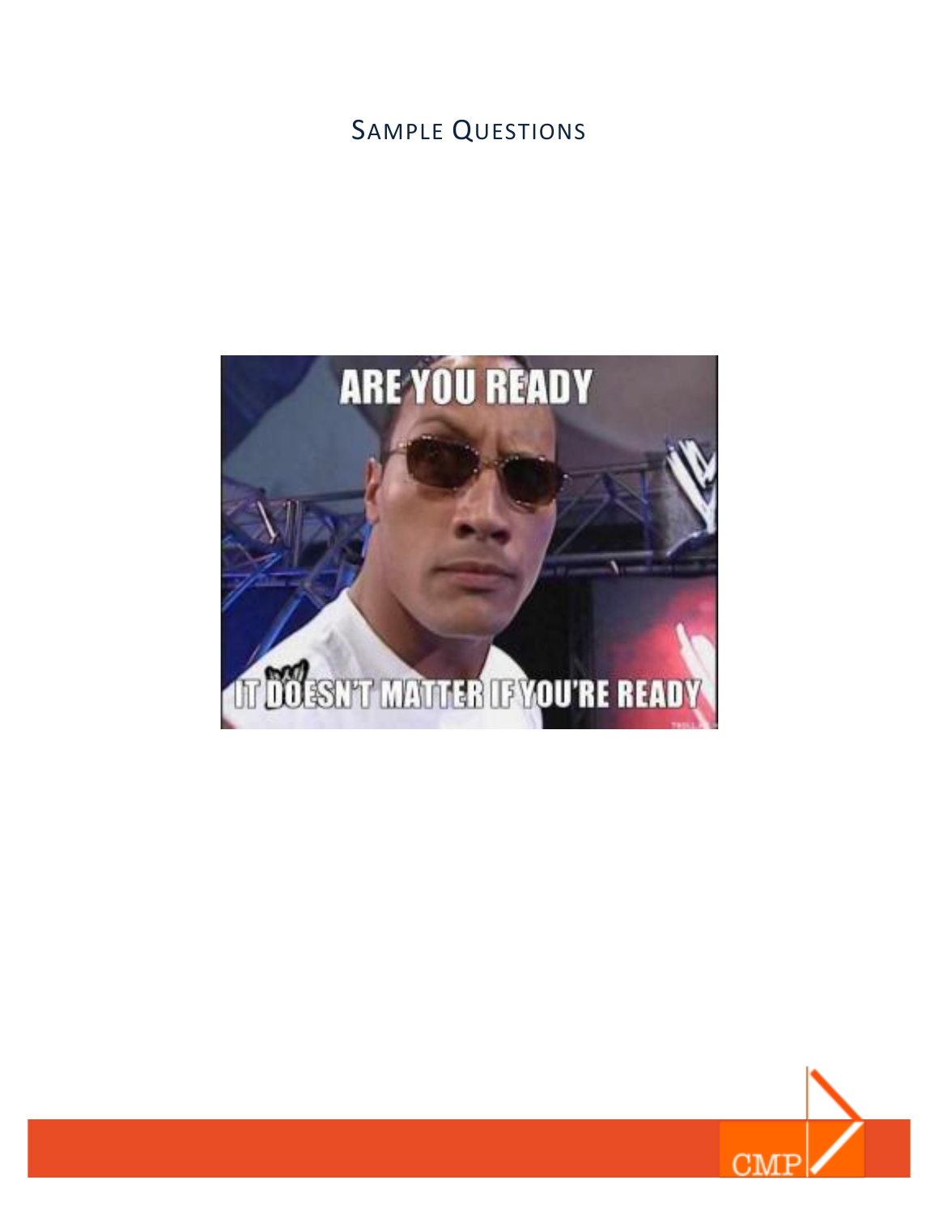# Sample Questions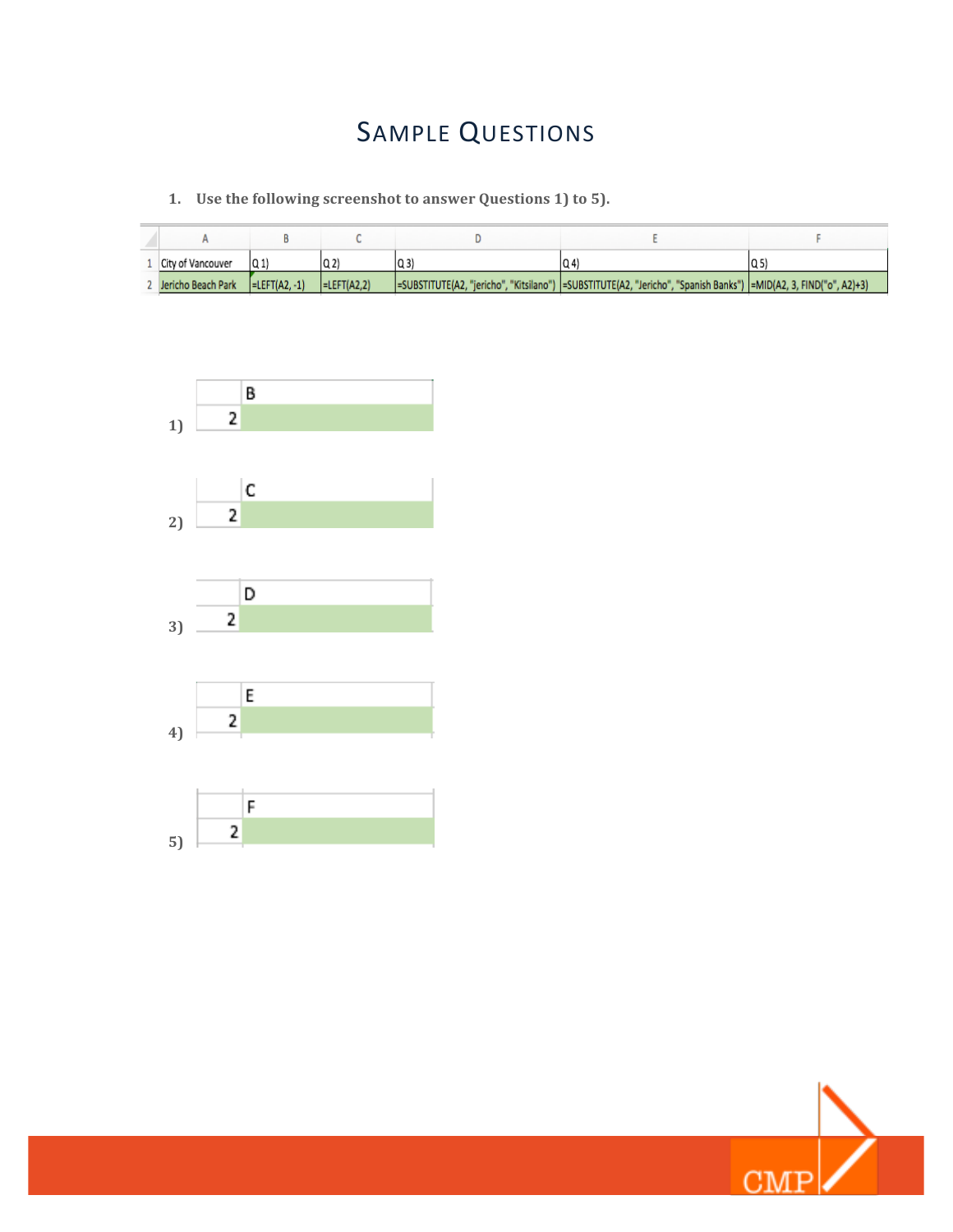# Sample Questions

1. **Use the following screenshot to answer Questions 1) to 5).**

| | A | B | C | D | E | F |
|---|---|---|---|---|---|---|
| 1 | City of Vancouver | Q 1) | Q 2) | Q 3) | Q 4) | Q 5) |
| 2 | Jericho Beach Park | =LEFT(A2, -1) | =LEFT(A2,2) | =SUBSTITUTE(A2, "jericho", "Kitsilano") | =SUBSTITUTE(A2, "Jericho", "Spanish Banks") | =MID(A2, 3, FIND("o", A2)+3) |

**1)**

| | B |
|---|---|
| 2 | |

**2)**

| | C |
|---|---|
| 2 | |

**3)**

| | D |
|---|---|
| 2 | |

**4)**

| | E |
|---|---|
| 2 | |

**5)**

| | F |
|---|---|
| 2 | |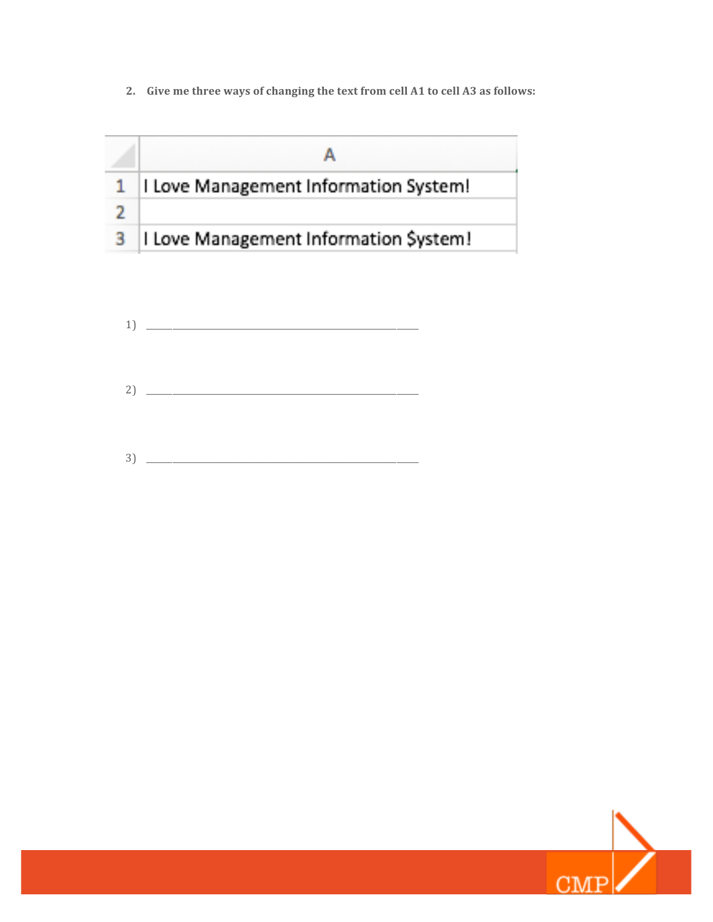2. **Give me three ways of changing the text from cell A1 to cell A3 as follows:**

| | A |
|---|---|
| 1 | I Love Management Information System! |
| 2 | |
| 3 | I Love Management Information $ystem! |

1) ____________________________________________

2) ____________________________________________

3) ____________________________________________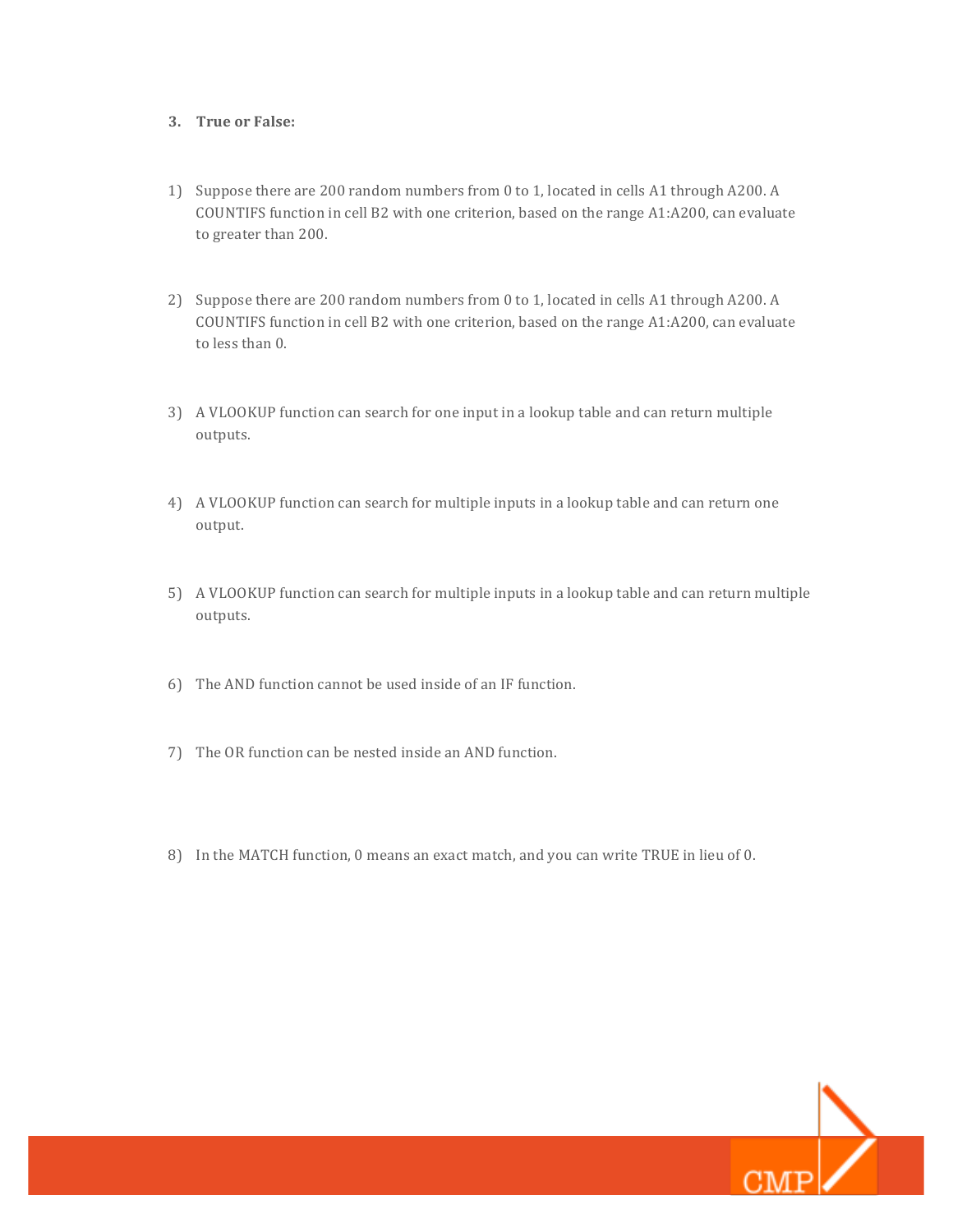3. **True or False:**

1) Suppose there are 200 random numbers from 0 to 1, located in cells A1 through A200. A COUNTIFS function in cell B2 with one criterion, based on the range A1:A200, can evaluate to greater than 200.

2) Suppose there are 200 random numbers from 0 to 1, located in cells A1 through A200. A COUNTIFS function in cell B2 with one criterion, based on the range A1:A200, can evaluate to less than 0.

3) A VLOOKUP function can search for one input in a lookup table and can return multiple outputs.

4) A VLOOKUP function can search for multiple inputs in a lookup table and can return one output.

5) A VLOOKUP function can search for multiple inputs in a lookup table and can return multiple outputs.

6) The AND function cannot be used inside of an IF function.

7) The OR function can be nested inside an AND function.

8) In the MATCH function, 0 means an exact match, and you can write TRUE in lieu of 0.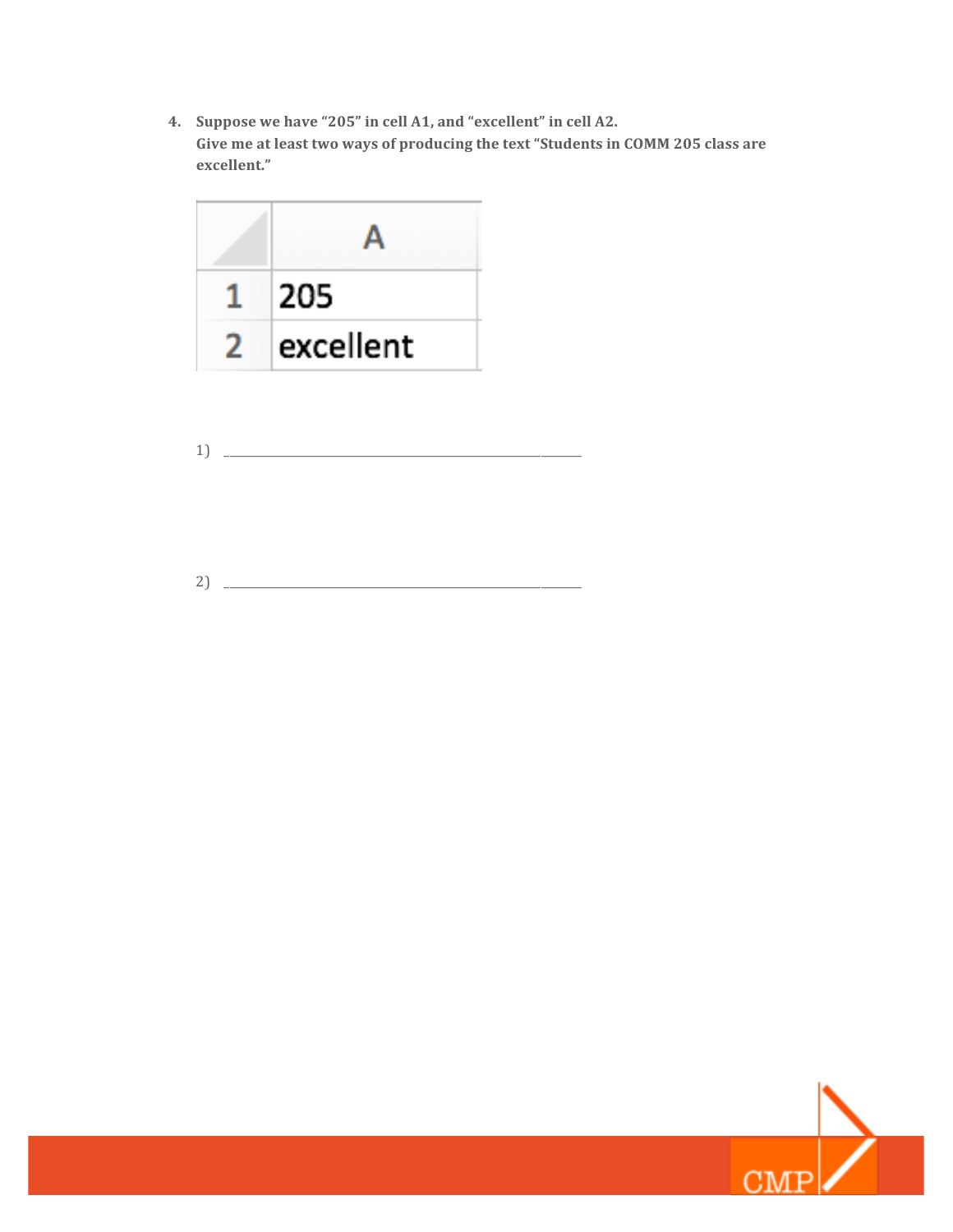4. **Suppose we have "205" in cell A1, and "excellent" in cell A2.**
   **Give me at least two ways of producing the text "Students in COMM 205 class are excellent."**

| | A |
|---|---|
| 1 | 205 |
| 2 | excellent |

1) ____________________________________________

2) ____________________________________________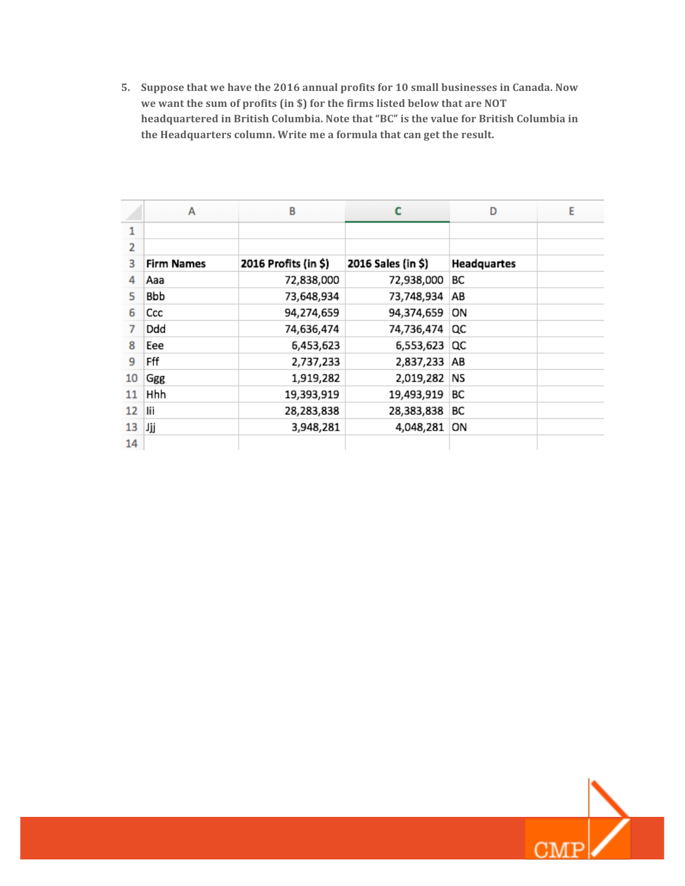5. **Suppose that we have the 2016 annual profits for 10 small businesses in Canada. Now we want the sum of profits (in $) for the firms listed below that are NOT headquartered in British Columbia. Note that "BC" is the value for British Columbia in the Headquarters column. Write me a formula that can get the result.**

| | A | B | C | D | E |
|---|---|---|---|---|---|
| 1 | | | | | |
| 2 | | | | | |
| 3 | **Firm Names** | **2016 Profits (in $)** | **2016 Sales (in $)** | **Headquartes** | |
| 4 | Aaa | 72,838,000 | 72,938,000 | BC | |
| 5 | Bbb | 73,648,934 | 73,748,934 | AB | |
| 6 | Ccc | 94,274,659 | 94,374,659 | ON | |
| 7 | Ddd | 74,636,474 | 74,736,474 | QC | |
| 8 | Eee | 6,453,623 | 6,553,623 | QC | |
| 9 | Fff | 2,737,233 | 2,837,233 | AB | |
| 10 | Ggg | 1,919,282 | 2,019,282 | NS | |
| 11 | Hhh | 19,393,919 | 19,493,919 | BC | |
| 12 | Iii | 28,283,838 | 28,383,838 | BC | |
| 13 | Jjj | 3,948,281 | 4,048,281 | ON | |
| 14 | | | | | |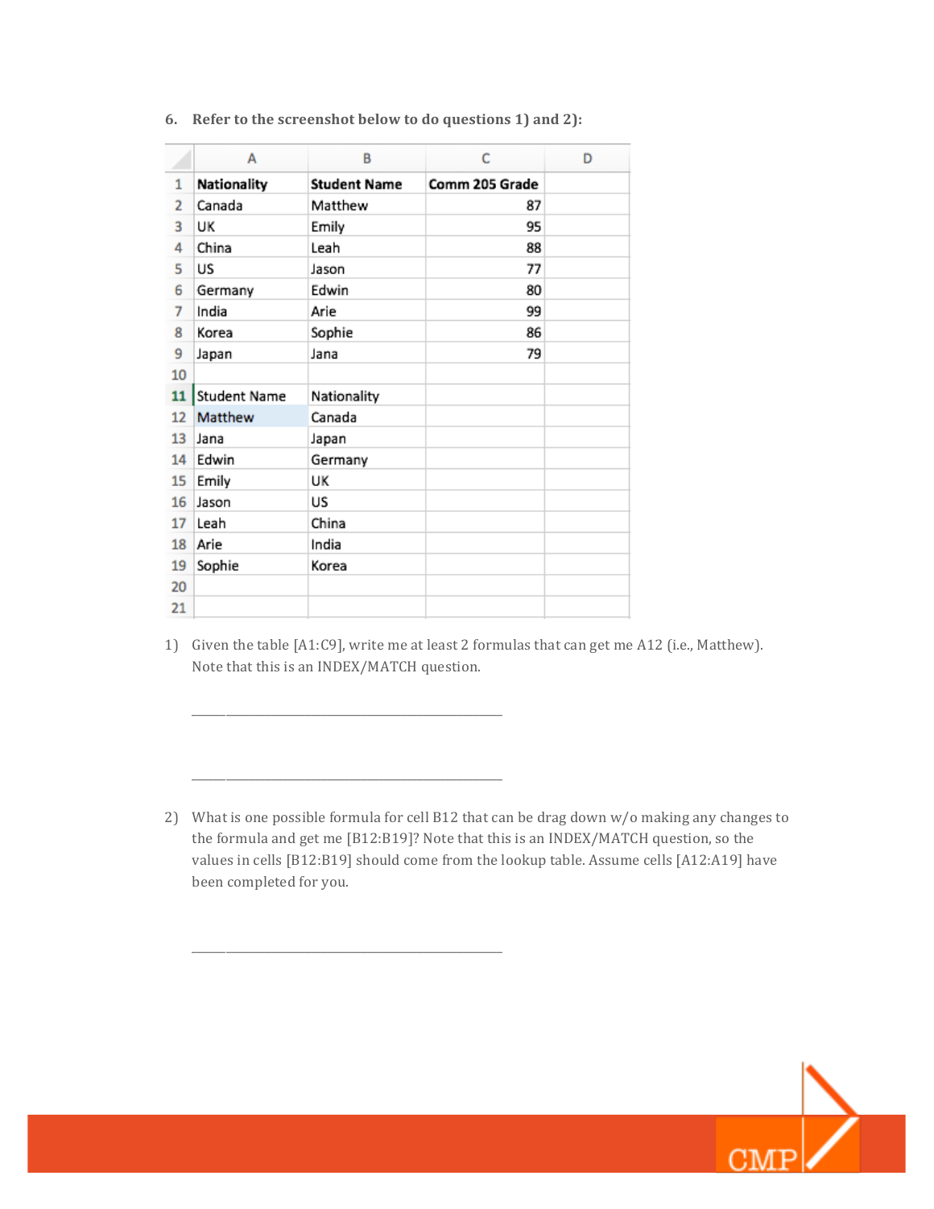6. **Refer to the screenshot below to do questions 1) and 2):**

| | A | B | C | D |
|---|---|---|---|---|
| 1 | **Nationality** | **Student Name** | **Comm 205 Grade** | |
| 2 | Canada | Matthew | 87 | |
| 3 | UK | Emily | 95 | |
| 4 | China | Leah | 88 | |
| 5 | US | Jason | 77 | |
| 6 | Germany | Edwin | 80 | |
| 7 | India | Arie | 99 | |
| 8 | Korea | Sophie | 86 | |
| 9 | Japan | Jana | 79 | |
| 10 | | | | |
| 11 | Student Name | Nationality | | |
| 12 | Matthew | Canada | | |
| 13 | Jana | Japan | | |
| 14 | Edwin | Germany | | |
| 15 | Emily | UK | | |
| 16 | Jason | US | | |
| 17 | Leah | China | | |
| 18 | Arie | India | | |
| 19 | Sophie | Korea | | |
| 20 | | | | |
| 21 | | | | |

1) Given the table [A1:C9], write me at least 2 formulas that can get me A12 (i.e., Matthew). Note that this is an INDEX/MATCH question.

_______________________________________________

_______________________________________________

2) What is one possible formula for cell B12 that can be drag down w/o making any changes to the formula and get me [B12:B19]? Note that this is an INDEX/MATCH question, so the values in cells [B12:B19] should come from the lookup table. Assume cells [A12:A19] have been completed for you.

_______________________________________________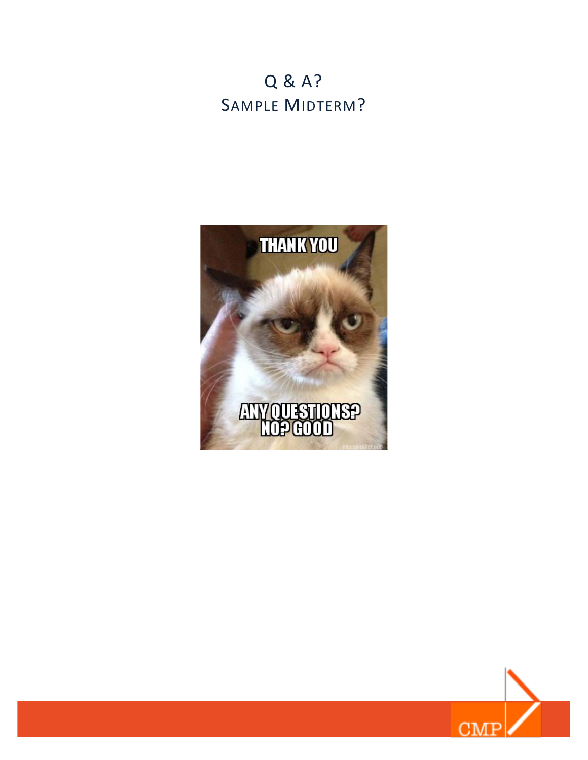# Q & A?

# Sample Midterm?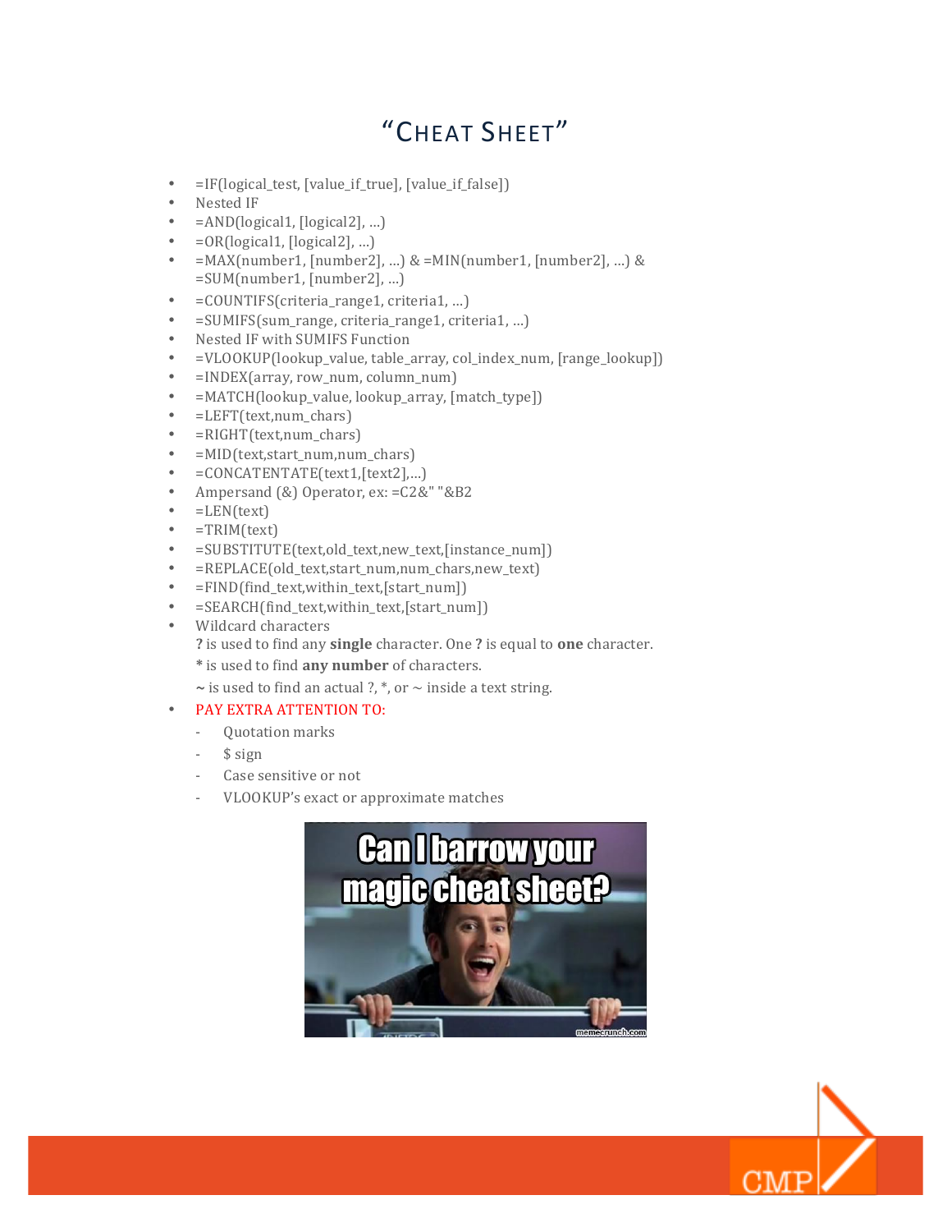# "CHEAT SHEET"

- =IF(logical_test, [value_if_true], [value_if_false])
- Nested IF
- =AND(logical1, [logical2], …)
- =OR(logical1, [logical2], …)
- =MAX(number1, [number2], …) & =MIN(number1, [number2], …) & =SUM(number1, [number2], …)
- =COUNTIFS(criteria_range1, criteria1, …)
- =SUMIFS(sum_range, criteria_range1, criteria1, …)
- Nested IF with SUMIFS Function
- =VLOOKUP(lookup_value, table_array, col_index_num, [range_lookup])
- =INDEX(array, row_num, column_num)
- =MATCH(lookup_value, lookup_array, [match_type])
- =LEFT(text,num_chars)
- =RIGHT(text,num_chars)
- =MID(text,start_num,num_chars)
- =CONCATENTATE(text1,[text2],…)
- Ampersand (&) Operator, ex: =C2&" "&B2
- =LEN(text)
- =TRIM(text)
- =SUBSTITUTE(text,old_text,new_text,[instance_num])
- =REPLACE(old_text,start_num,num_chars,new_text)
- =FIND(find_text,within_text,[start_num])
- =SEARCH(find_text,within_text,[start_num])
- Wildcard characters

  **?** is used to find any **single** character. One **?** is equal to **one** character.

  **\*** is used to find **any number** of characters.

  **~** is used to find an actual ?, *, or ~ inside a text string.
- PAY EXTRA ATTENTION TO:
  - Quotation marks
  - $ sign
  - Case sensitive or not
  - VLOOKUP's exact or approximate matches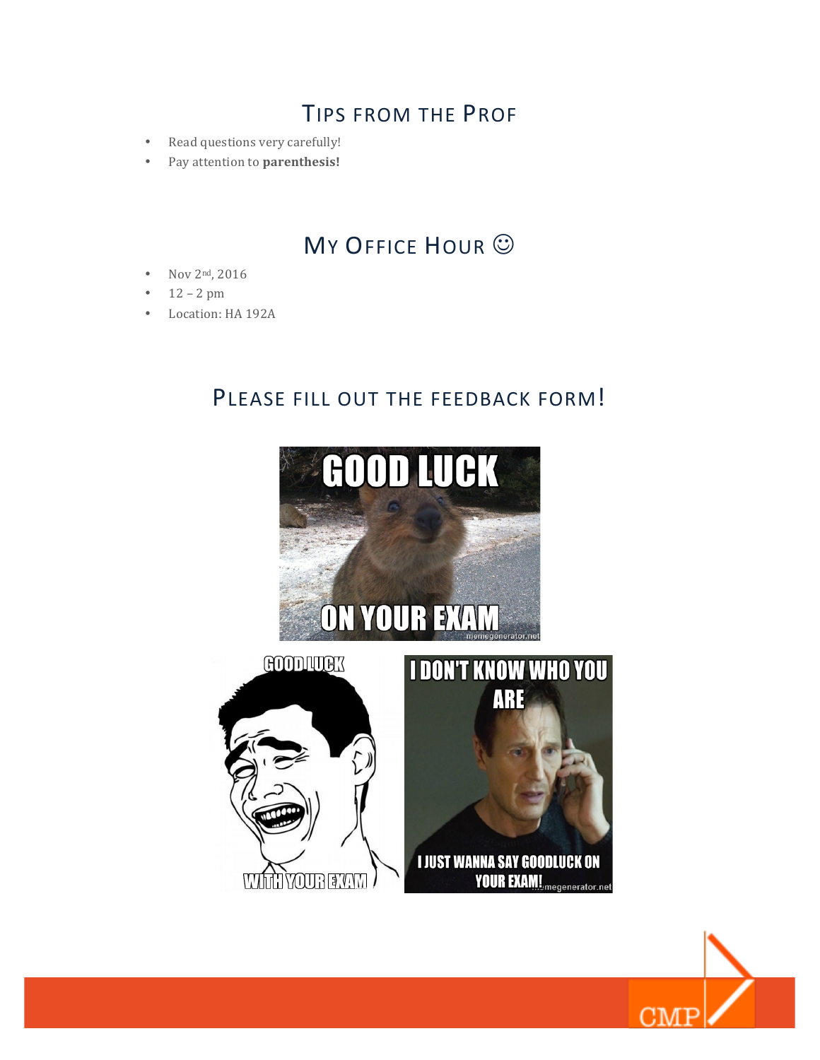## Tips from the Prof

- Read questions very carefully!
- Pay attention to **parenthesis!**

## My Office Hour ☺

- Nov 2nd, 2016
- 12 – 2 pm
- Location: HA 192A

## Please fill out the feedback form!